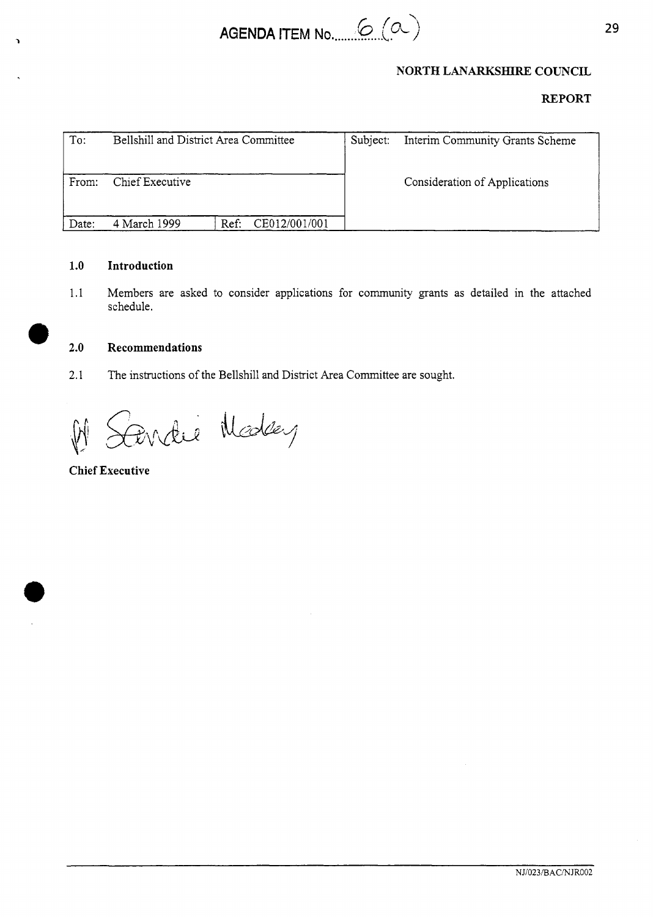AGENDA ITEM No. 6 (a)

**NORTH LANARKSHIRE COUNCIL**

**REPORT**

| To: Bellshill and District Area Committee | | Subject: Interim Community Grants Scheme |
|---|---|---|
| From: Chief Executive | | Consideration of Applications |
| Date: 4 March 1999 | Ref: CE012/001/001 | |

## 1.0 Introduction

1.1 Members are asked to consider applications for community grants as detailed in the attached schedule.

## 2.0 Recommendations

2.1 The instructions of the Bellshill and District Area Committee are sought.

**Chief Executive**

NJ/023/BAC/NJR002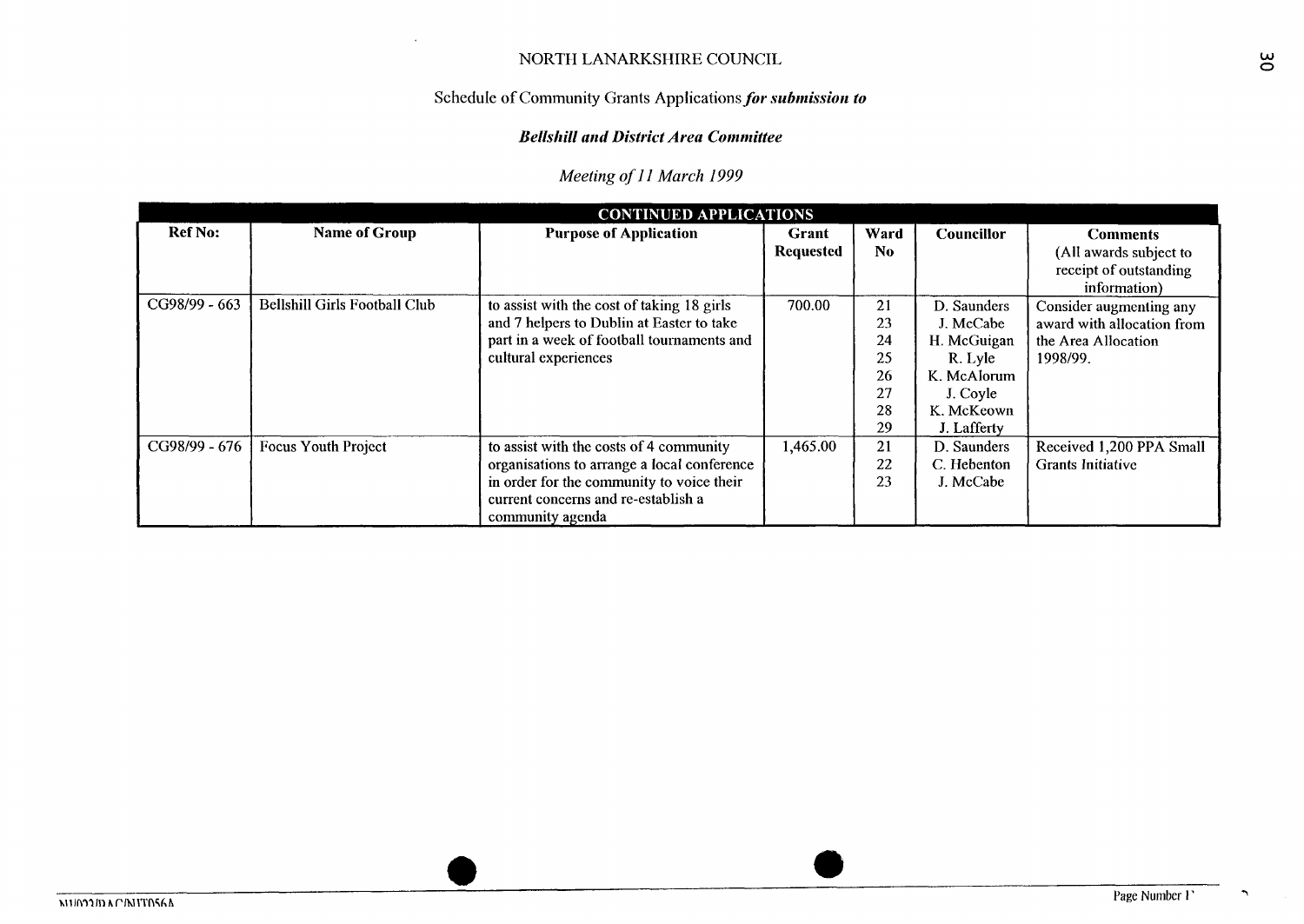NORTH LANARKSHIRE COUNCIL

Schedule of Community Grants Applications ***for submission to***

***Bellshill and District Area Committee***

*Meeting of 11 March 1999*

| CONTINUED APPLICATIONS | | | | | | |
|---|---|---|---|---|---|---|
| **Ref No:** | **Name of Group** | **Purpose of Application** | **Grant Requested** | **Ward No** | **Councillor** | **Comments** (All awards subject to receipt of outstanding information) |
| CG98/99 - 663 | Bellshill Girls Football Club | to assist with the cost of taking 18 girls and 7 helpers to Dublin at Easter to take part in a week of football tournaments and cultural experiences | 700.00 | 21<br>23<br>24<br>25<br>26<br>27<br>28<br>29 | D. Saunders<br>J. McCabe<br>H. McGuigan<br>R. Lyle<br>K. McAlorum<br>J. Coyle<br>K. McKeown<br>J. Lafferty | Consider augmenting any award with allocation from the Area Allocation 1998/99. |
| CG98/99 - 676 | Focus Youth Project | to assist with the costs of 4 community organisations to arrange a local conference in order for the community to voice their current concerns and re-establish a community agenda | 1,465.00 | 21<br>22<br>23 | D. Saunders<br>C. Hebenton<br>J. McCabe | Received 1,200 PPA Small Grants Initiative |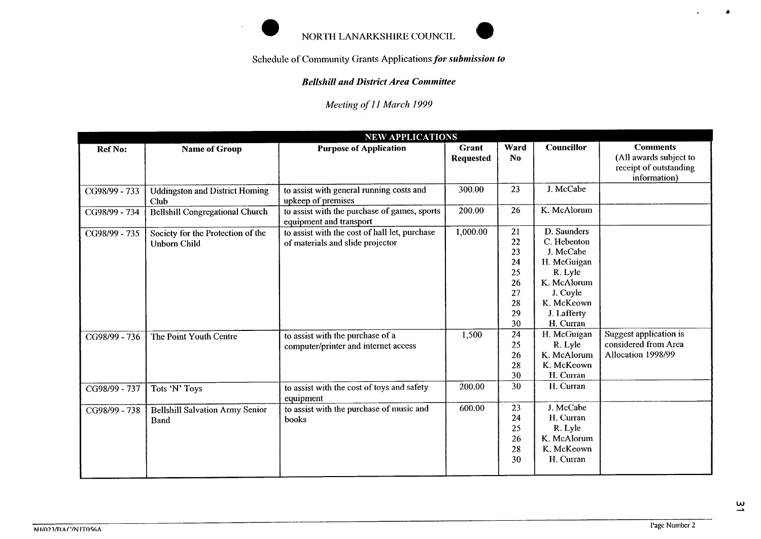NORTH LANARKSHIRE COUNCIL

Schedule of Community Grants Applications *for submission to*

***Bellshill and District Area Committee***

*Meeting of 11 March 1999*

| NEW APPLICATIONS | | | | | | |
|---|---|---|---|---|---|---|
| **Ref No:** | **Name of Group** | **Purpose of Application** | **Grant Requested** | **Ward No** | **Councillor** | **Comments** (All awards subject to receipt of outstanding information) |
| CG98/99 - 733 | Uddingston and District Homing Club | to assist with general running costs and upkeep of premises | 300.00 | 23 | J. McCabe | |
| CG98/99 - 734 | Bellshill Congregational Church | to assist with the purchase of games, sports equipment and transport | 200.00 | 26 | K. McAlorum | |
| CG98/99 - 735 | Society for the Protection of the Unborn Child | to assist with the cost of hall let, purchase of materials and slide projector | 1,000.00 | 21<br>22<br>23<br>24<br>25<br>26<br>27<br>28<br>29<br>30 | D. Saunders<br>C. Hebenton<br>J. McCabe<br>H. McGuigan<br>R. Lyle<br>K. McAlorum<br>J. Coyle<br>K. McKeown<br>J. Lafferty<br>H. Curran | |
| CG98/99 - 736 | The Point Youth Centre | to assist with the purchase of a computer/printer and internet access | 1,500 | 24<br>25<br>26<br>28<br>30 | H. McGuigan<br>R. Lyle<br>K. McAlorum<br>K. McKeown<br>H. Curran | Suggest application is considered from Area Allocation 1998/99 |
| CG98/99 - 737 | Tots 'N' Toys | to assist with the cost of toys and safety equipment | 200.00 | 30 | H. Curran | |
| CG98/99 - 738 | Bellshill Salvation Army Senior Band | to assist with the purchase of music and books | 600.00 | 23<br>24<br>25<br>26<br>28<br>30 | J. McCabe<br>H. Curran<br>R. Lyle<br>K. McAlorum<br>K. McKeown<br>H. Curran | |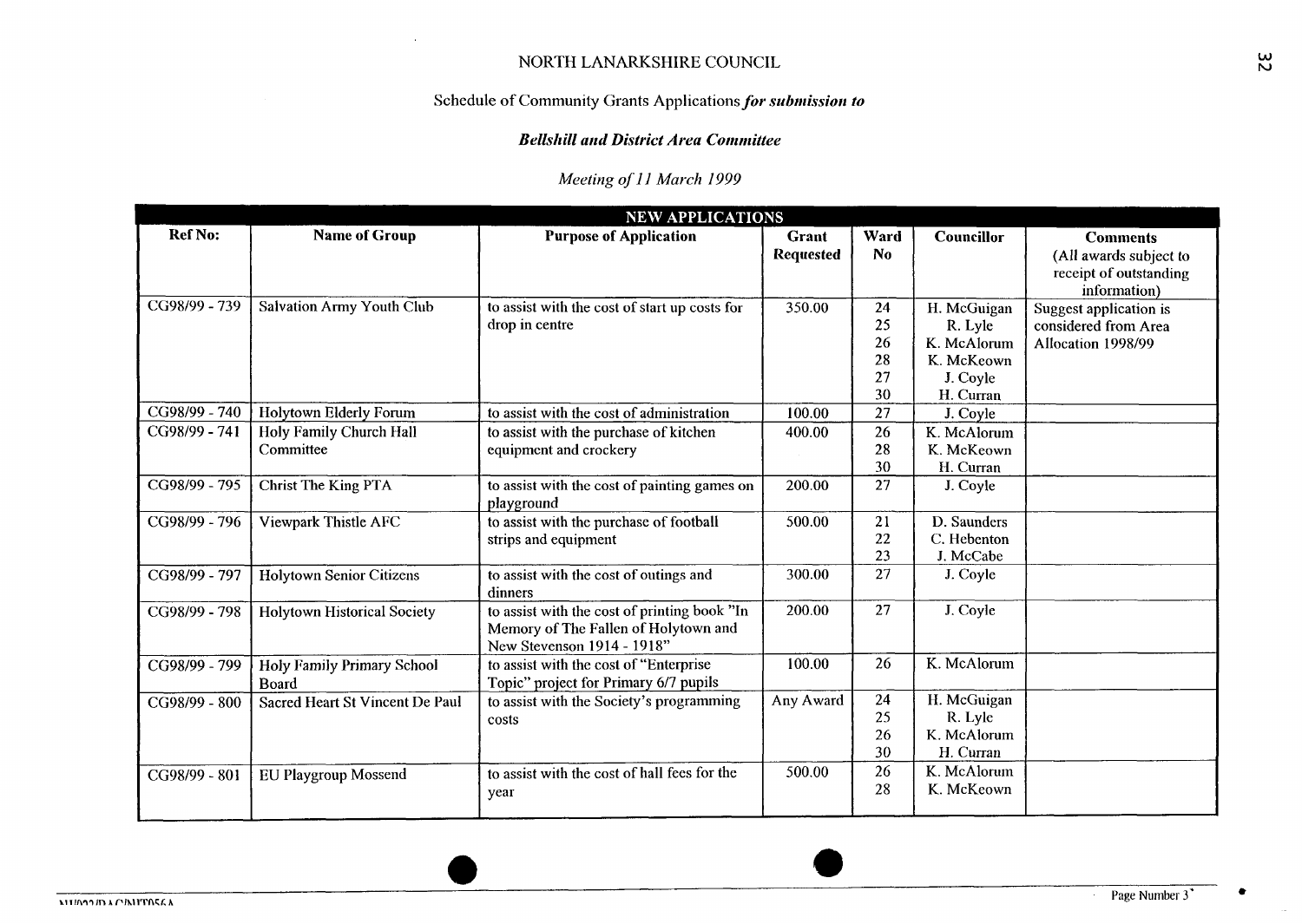NORTH LANARKSHIRE COUNCIL

Schedule of Community Grants Applications ***for submission to***

***Bellshill and District Area Committee***

*Meeting of 11 March 1999*

| NEW APPLICATIONS | | | | | | |
|---|---|---|---|---|---|---|
| **Ref No:** | **Name of Group** | **Purpose of Application** | **Grant Requested** | **Ward No** | **Councillor** | **Comments** (All awards subject to receipt of outstanding information) |
| CG98/99 - 739 | Salvation Army Youth Club | to assist with the cost of start up costs for drop in centre | 350.00 | 24<br>25<br>26<br>28<br>27<br>30 | H. McGuigan<br>R. Lyle<br>K. McAlorum<br>K. McKeown<br>J. Coyle<br>H. Curran | Suggest application is considered from Area Allocation 1998/99 |
| CG98/99 - 740 | Holytown Elderly Forum | to assist with the cost of administration | 100.00 | 27 | J. Coyle | |
| CG98/99 - 741 | Holy Family Church Hall Committee | to assist with the purchase of kitchen equipment and crockery | 400.00 | 26<br>28<br>30 | K. McAlorum<br>K. McKeown<br>H. Curran | |
| CG98/99 - 795 | Christ The King PTA | to assist with the cost of painting games on playground | 200.00 | 27 | J. Coyle | |
| CG98/99 - 796 | Viewpark Thistle AFC | to assist with the purchase of football strips and equipment | 500.00 | 21<br>22<br>23 | D. Saunders<br>C. Hebenton<br>J. McCabe | |
| CG98/99 - 797 | Holytown Senior Citizens | to assist with the cost of outings and dinners | 300.00 | 27 | J. Coyle | |
| CG98/99 - 798 | Holytown Historical Society | to assist with the cost of printing book "In Memory of The Fallen of Holytown and New Stevenson 1914 - 1918" | 200.00 | 27 | J. Coyle | |
| CG98/99 - 799 | Holy Family Primary School Board | to assist with the cost of "Enterprise Topic" project for Primary 6/7 pupils | 100.00 | 26 | K. McAlorum | |
| CG98/99 - 800 | Sacred Heart St Vincent De Paul | to assist with the Society's programming costs | Any Award | 24<br>25<br>26<br>30 | H. McGuigan<br>R. Lyle<br>K. McAlorum<br>H. Curran | |
| CG98/99 - 801 | EU Playgroup Mossend | to assist with the cost of hall fees for the year | 500.00 | 26<br>28 | K. McAlorum<br>K. McKeown | |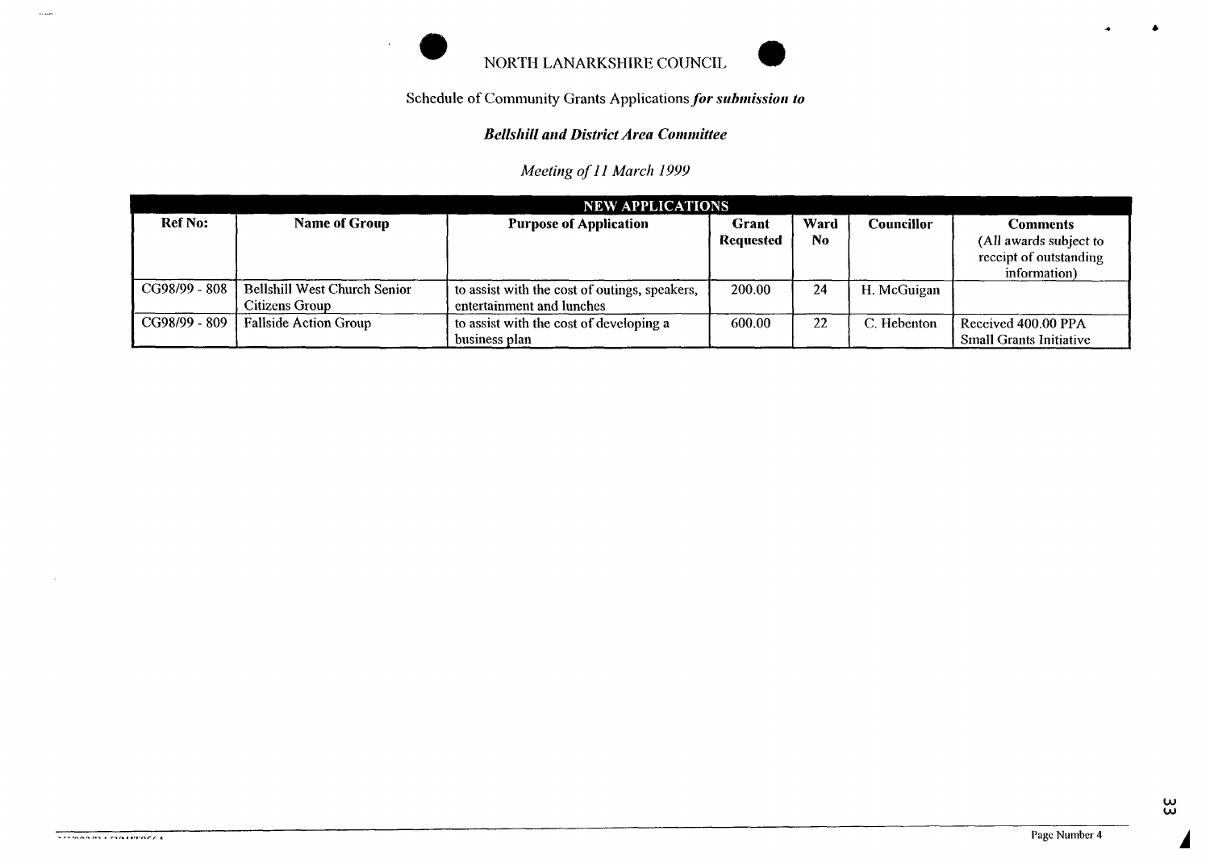NORTH LANARKSHIRE COUNCIL

Schedule of Community Grants Applications ***for submission to***

***Bellshill and District Area Committee***

*Meeting of 11 March 1999*

| NEW APPLICATIONS | | | | | | |
|---|---|---|---|---|---|---|
| **Ref No:** | **Name of Group** | **Purpose of Application** | **Grant Requested** | **Ward No** | **Councillor** | **Comments** (All awards subject to receipt of outstanding information) |
| CG98/99 - 808 | Bellshill West Church Senior Citizens Group | to assist with the cost of outings, speakers, entertainment and lunches | 200.00 | 24 | H. McGuigan | |
| CG98/99 - 809 | Fallside Action Group | to assist with the cost of developing a business plan | 600.00 | 22 | C. Hebenton | Received 400.00 PPA Small Grants Initiative |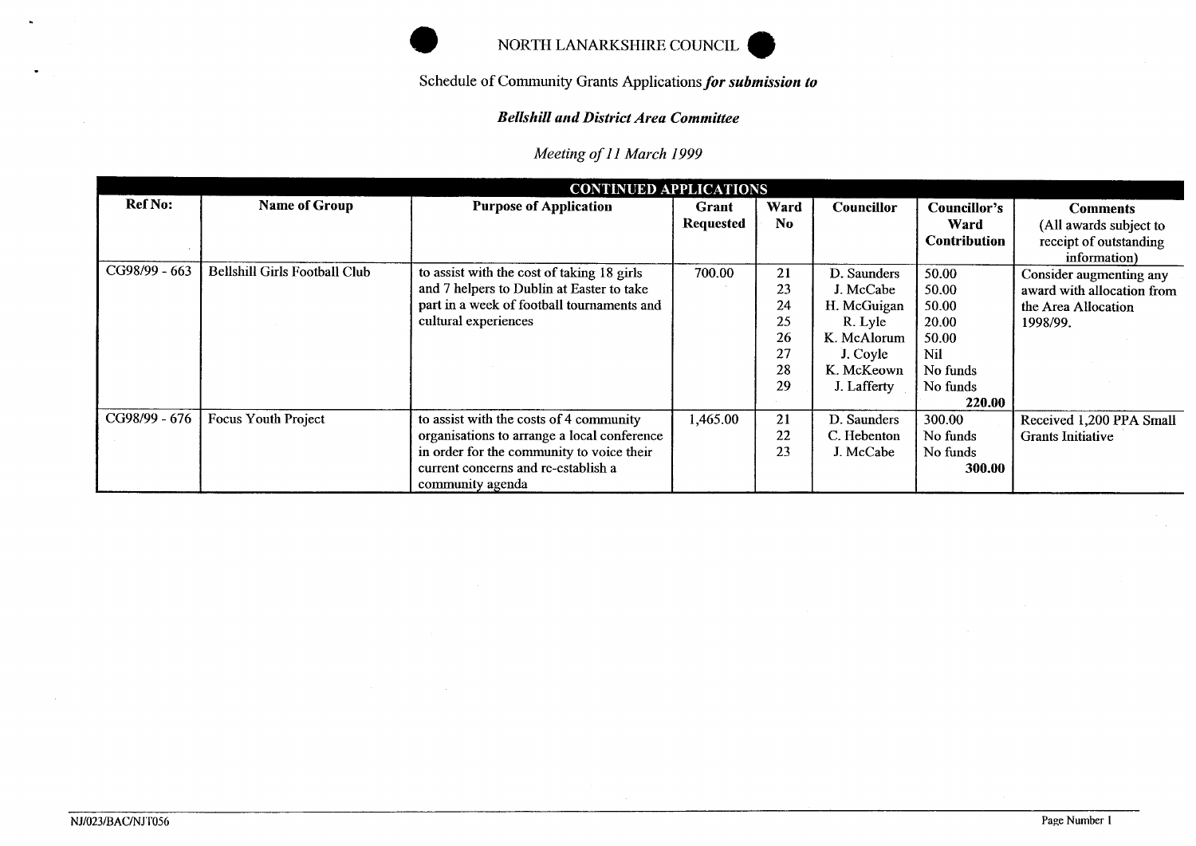NORTH LANARKSHIRE COUNCIL

Schedule of Community Grants Applications ***for submission to***

***Bellshill and District Area Committee***

*Meeting of 11 March 1999*

| CONTINUED APPLICATIONS | | | | | | | |
|---|---|---|---|---|---|---|---|
| **Ref No:** | **Name of Group** | **Purpose of Application** | **Grant Requested** | **Ward No** | **Councillor** | **Councillor's Ward Contribution** | **Comments** (All awards subject to receipt of outstanding information) |
| CG98/99 - 663 | Bellshill Girls Football Club | to assist with the cost of taking 18 girls and 7 helpers to Dublin at Easter to take part in a week of football tournaments and cultural experiences | 700.00 | 21<br>23<br>24<br>25<br>26<br>27<br>28<br>29 | D. Saunders<br>J. McCabe<br>H. McGuigan<br>R. Lyle<br>K. McAlorum<br>J. Coyle<br>K. McKeown<br>J. Lafferty | 50.00<br>50.00<br>50.00<br>20.00<br>50.00<br>Nil<br>No funds<br>No funds<br>**220.00** | Consider augmenting any award with allocation from the Area Allocation 1998/99. |
| CG98/99 - 676 | Focus Youth Project | to assist with the costs of 4 community organisations to arrange a local conference in order for the community to voice their current concerns and re-establish a community agenda | 1,465.00 | 21<br>22<br>23 | D. Saunders<br>C. Hebenton<br>J. McCabe | 300.00<br>No funds<br>No funds<br>**300.00** | Received 1,200 PPA Small Grants Initiative |

NJ/023/BAC/NJT056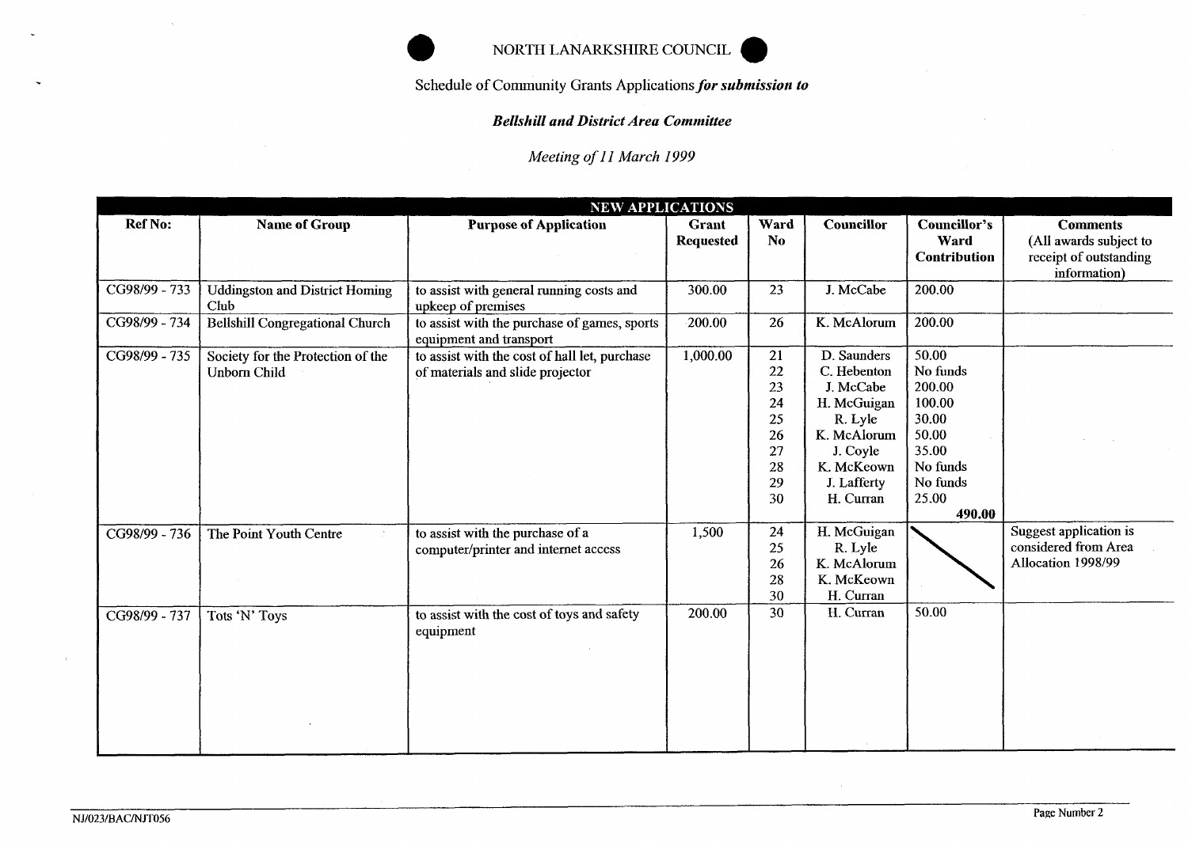NORTH LANARKSHIRE COUNCIL

Schedule of Community Grants Applications ***for submission to***

***Bellshill and District Area Committee***

*Meeting of 11 March 1999*

| NEW APPLICATIONS | | | | | | | |
|---|---|---|---|---|---|---|---|
| **Ref No:** | **Name of Group** | **Purpose of Application** | **Grant Requested** | **Ward No** | **Councillor** | **Councillor's Ward Contribution** | **Comments** (All awards subject to receipt of outstanding information) |
| CG98/99 - 733 | Uddingston and District Homing Club | to assist with general running costs and upkeep of premises | 300.00 | 23 | J. McCabe | 200.00 | |
| CG98/99 - 734 | Bellshill Congregational Church | to assist with the purchase of games, sports equipment and transport | 200.00 | 26 | K. McAlorum | 200.00 | |
| CG98/99 - 735 | Society for the Protection of the Unborn Child | to assist with the cost of hall let, purchase of materials and slide projector | 1,000.00 | 21<br>22<br>23<br>24<br>25<br>26<br>27<br>28<br>29<br>30 | D. Saunders<br>C. Hebenton<br>J. McCabe<br>H. McGuigan<br>R. Lyle<br>K. McAlorum<br>J. Coyle<br>K. McKeown<br>J. Lafferty<br>H. Curran | 50.00<br>No funds<br>200.00<br>100.00<br>30.00<br>50.00<br>35.00<br>No funds<br>No funds<br>25.00<br>**490.00** | |
| CG98/99 - 736 | The Point Youth Centre | to assist with the purchase of a computer/printer and internet access | 1,500 | 24<br>25<br>26<br>28<br>30 | H. McGuigan<br>R. Lyle<br>K. McAlorum<br>K. McKeown<br>H. Curran | | Suggest application is considered from Area Allocation 1998/99 |
| CG98/99 - 737 | Tots 'N' Toys | to assist with the cost of toys and safety equipment | 200.00 | 30 | H. Curran | 50.00 | |

NJ/023/BAC/NJT056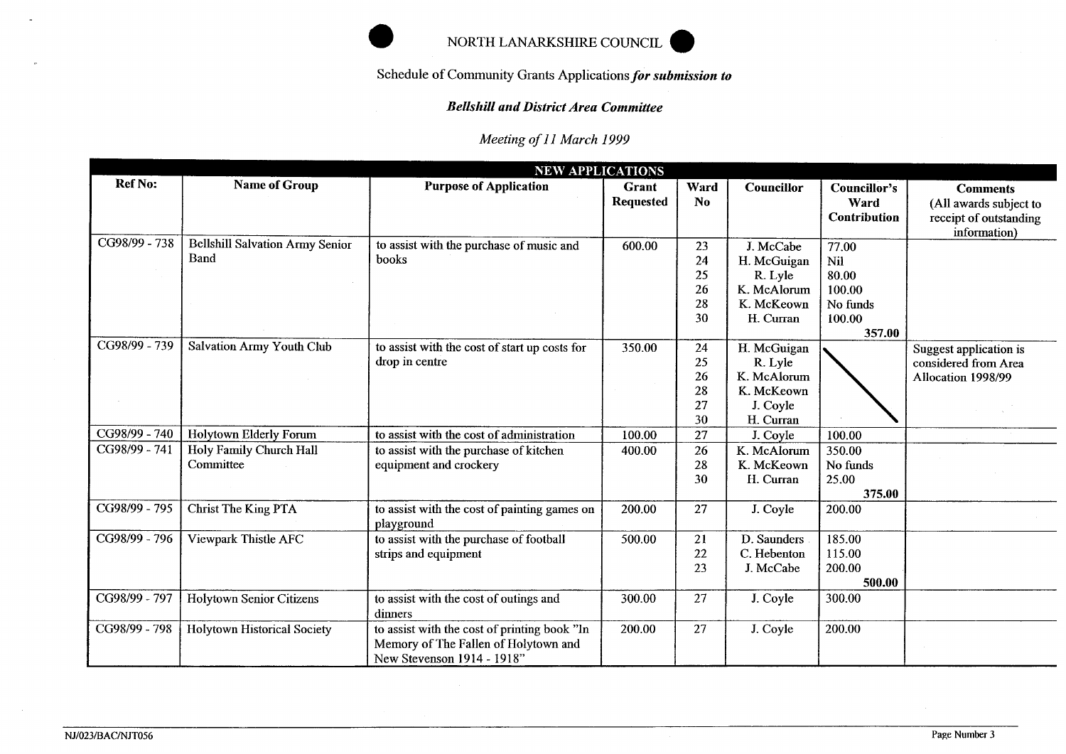NORTH LANARKSHIRE COUNCIL

Schedule of Community Grants Applications ***for submission to***

***Bellshill and District Area Committee***

*Meeting of 11 March 1999*

| NEW APPLICATIONS | | | | | | | |
|---|---|---|---|---|---|---|---|
| **Ref No:** | **Name of Group** | **Purpose of Application** | **Grant Requested** | **Ward No** | **Councillor** | **Councillor's Ward Contribution** | **Comments** (All awards subject to receipt of outstanding information) |
| CG98/99 - 738 | Bellshill Salvation Army Senior Band | to assist with the purchase of music and books | 600.00 | 23<br>24<br>25<br>26<br>28<br>30 | J. McCabe<br>H. McGuigan<br>R. Lyle<br>K. McAlorum<br>K. McKeown<br>H. Curran | 77.00<br>Nil<br>80.00<br>100.00<br>No funds<br>100.00<br>**357.00** | |
| CG98/99 - 739 | Salvation Army Youth Club | to assist with the cost of start up costs for drop in centre | 350.00 | 24<br>25<br>26<br>28<br>27<br>30 | H. McGuigan<br>R. Lyle<br>K. McAlorum<br>K. McKeown<br>J. Coyle<br>H. Curran | | Suggest application is considered from Area Allocation 1998/99 |
| CG98/99 - 740 | Holytown Elderly Forum | to assist with the cost of administration | 100.00 | 27 | J. Coyle | 100.00 | |
| CG98/99 - 741 | Holy Family Church Hall Committee | to assist with the purchase of kitchen equipment and crockery | 400.00 | 26<br>28<br>30 | K. McAlorum<br>K. McKeown<br>H. Curran | 350.00<br>No funds<br>25.00<br>**375.00** | |
| CG98/99 - 795 | Christ The King PTA | to assist with the cost of painting games on playground | 200.00 | 27 | J. Coyle | 200.00 | |
| CG98/99 - 796 | Viewpark Thistle AFC | to assist with the purchase of football strips and equipment | 500.00 | 21<br>22<br>23 | D. Saunders<br>C. Hebenton<br>J. McCabe | 185.00<br>115.00<br>200.00<br>**500.00** | |
| CG98/99 - 797 | Holytown Senior Citizens | to assist with the cost of outings and dinners | 300.00 | 27 | J. Coyle | 300.00 | |
| CG98/99 - 798 | Holytown Historical Society | to assist with the cost of printing book "In Memory of The Fallen of Holytown and New Stevenson 1914 - 1918" | 200.00 | 27 | J. Coyle | 200.00 | |

NJ/023/BAC/NJT056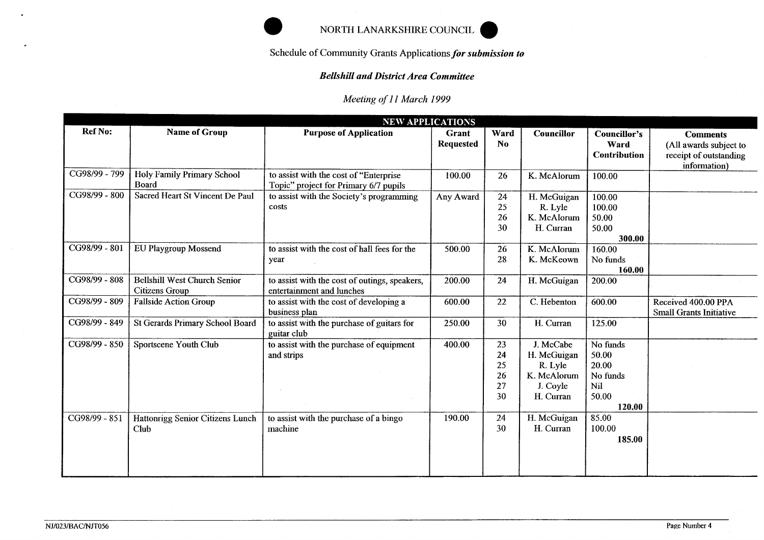NORTH LANARKSHIRE COUNCIL

Schedule of Community Grants Applications ***for submission to***

***Bellshill and District Area Committee***

*Meeting of 11 March 1999*

| NEW APPLICATIONS | | | | | | | |
|---|---|---|---|---|---|---|---|
| **Ref No:** | **Name of Group** | **Purpose of Application** | **Grant Requested** | **Ward No** | **Councillor** | **Councillor's Ward Contribution** | **Comments** (All awards subject to receipt of outstanding information) |
| CG98/99 - 799 | Holy Family Primary School Board | to assist with the cost of "Enterprise Topic" project for Primary 6/7 pupils | 100.00 | 26 | K. McAlorum | 100.00 | |
| CG98/99 - 800 | Sacred Heart St Vincent De Paul | to assist with the Society's programming costs | Any Award | 24<br>25<br>26<br>30 | H. McGuigan<br>R. Lyle<br>K. McAlorum<br>H. Curran | 100.00<br>100.00<br>50.00<br>50.00<br>**300.00** | |
| CG98/99 - 801 | EU Playgroup Mossend | to assist with the cost of hall fees for the year | 500.00 | 26<br>28 | K. McAlorum<br>K. McKeown | 160.00<br>No funds<br>**160.00** | |
| CG98/99 - 808 | Bellshill West Church Senior Citizens Group | to assist with the cost of outings, speakers, entertainment and lunches | 200.00 | 24 | H. McGuigan | 200.00 | |
| CG98/99 - 809 | Fallside Action Group | to assist with the cost of developing a business plan | 600.00 | 22 | C. Hebenton | 600.00 | Received 400.00 PPA Small Grants Initiative |
| CG98/99 - 849 | St Gerards Primary School Board | to assist with the purchase of guitars for guitar club | 250.00 | 30 | H. Curran | 125.00 | |
| CG98/99 - 850 | Sportscene Youth Club | to assist with the purchase of equipment and strips | 400.00 | 23<br>24<br>25<br>26<br>27<br>30 | J. McCabe<br>H. McGuigan<br>R. Lyle<br>K. McAlorum<br>J. Coyle<br>H. Curran | No funds<br>50.00<br>20.00<br>No funds<br>Nil<br>50.00<br>**120.00** | |
| CG98/99 - 851 | Hattonrigg Senior Citizens Lunch Club | to assist with the purchase of a bingo machine | 190.00 | 24<br>30 | H. McGuigan<br>H. Curran | 85.00<br>100.00<br>**185.00** | |

NJ/023/BAC/NJT056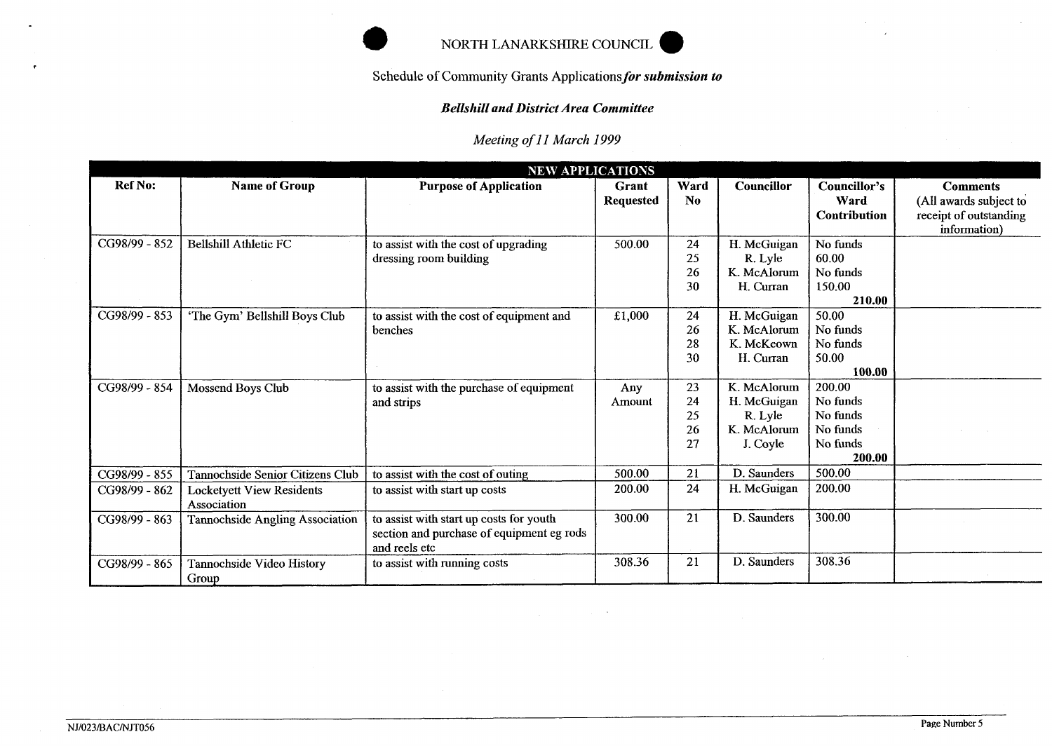NORTH LANARKSHIRE COUNCIL

Schedule of Community Grants Applications *for submission to*

***Bellshill and District Area Committee***

*Meeting of 11 March 1999*

| NEW APPLICATIONS | | | | | | | |
|---|---|---|---|---|---|---|---|
| **Ref No:** | **Name of Group** | **Purpose of Application** | **Grant Requested** | **Ward No** | **Councillor** | **Councillor's Ward Contribution** | **Comments** (All awards subject to receipt of outstanding information) |
| CG98/99 - 852 | Bellshill Athletic FC | to assist with the cost of upgrading dressing room building | 500.00 | 24<br>25<br>26<br>30 | H. McGuigan<br>R. Lyle<br>K. McAlorum<br>H. Curran | No funds<br>60.00<br>No funds<br>150.00<br>**210.00** | |
| CG98/99 - 853 | 'The Gym' Bellshill Boys Club | to assist with the cost of equipment and benches | £1,000 | 24<br>26<br>28<br>30 | H. McGuigan<br>K. McAlorum<br>K. McKeown<br>H. Curran | 50.00<br>No funds<br>No funds<br>50.00<br>**100.00** | |
| CG98/99 - 854 | Mossend Boys Club | to assist with the purchase of equipment and strips | Any Amount | 23<br>24<br>25<br>26<br>27 | K. McAlorum<br>H. McGuigan<br>R. Lyle<br>K. McAlorum<br>J. Coyle | 200.00<br>No funds<br>No funds<br>No funds<br>No funds<br>**200.00** | |
| CG98/99 - 855 | Tannochside Senior Citizens Club | to assist with the cost of outing | 500.00 | 21 | D. Saunders | 500.00 | |
| CG98/99 - 862 | Locketyett View Residents Association | to assist with start up costs | 200.00 | 24 | H. McGuigan | 200.00 | |
| CG98/99 - 863 | Tannochside Angling Association | to assist with start up costs for youth section and purchase of equipment eg rods and reels etc | 300.00 | 21 | D. Saunders | 300.00 | |
| CG98/99 - 865 | Tannochside Video History Group | to assist with running costs | 308.36 | 21 | D. Saunders | 308.36 | |

NJ/023/BAC/NJT056